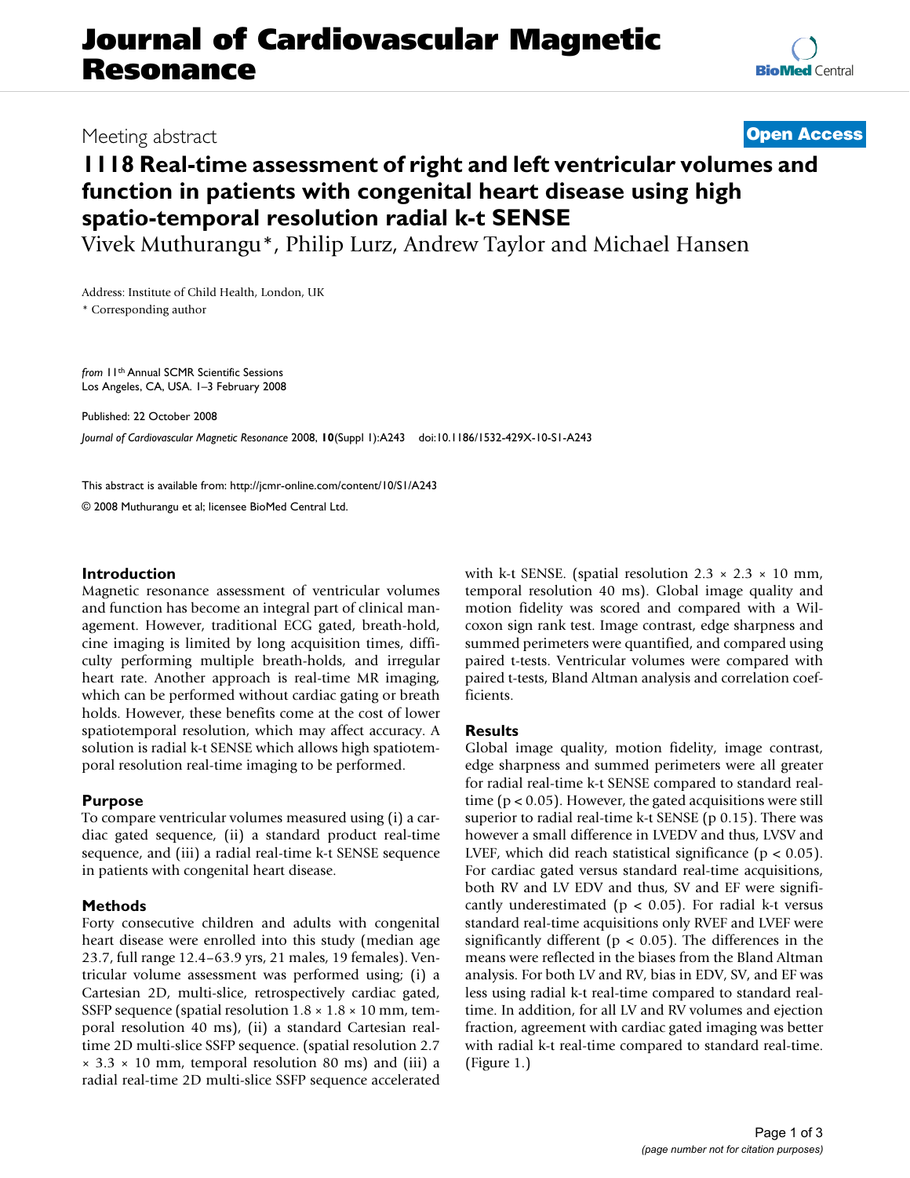# Journal of Cardiovascular Magnetic Resonance

Meeting abstract **Open Access**

## 1118 Real-time assessment of right and left ventricular volumes and function in patients with congenital heart disease using high spatio-temporal resolution radial k-t SENSE

Vivek Muthurangu*, Philip Lurz, Andrew Taylor and Michael Hansen

Address: Institute of Child Health, London, UK

\* Corresponding author

*from* 11th Annual SCMR Scientific Sessions
Los Angeles, CA, USA. 1–3 February 2008

Published: 22 October 2008

*Journal of Cardiovascular Magnetic Resonance* 2008, **10**(Suppl 1):A243 doi:10.1186/1532-429X-10-S1-A243

This abstract is available from: http://jcmr-online.com/content/10/S1/A243

© 2008 Muthurangu et al; licensee BioMed Central Ltd.

### Introduction

Magnetic resonance assessment of ventricular volumes and function has become an integral part of clinical management. However, traditional ECG gated, breath-hold, cine imaging is limited by long acquisition times, difficulty performing multiple breath-holds, and irregular heart rate. Another approach is real-time MR imaging, which can be performed without cardiac gating or breath holds. However, these benefits come at the cost of lower spatiotemporal resolution, which may affect accuracy. A solution is radial k-t SENSE which allows high spatiotemporal resolution real-time imaging to be performed.

### Purpose

To compare ventricular volumes measured using (i) a cardiac gated sequence, (ii) a standard product real-time sequence, and (iii) a radial real-time k-t SENSE sequence in patients with congenital heart disease.

### Methods

Forty consecutive children and adults with congenital heart disease were enrolled into this study (median age 23.7, full range 12.4–63.9 yrs, 21 males, 19 females). Ventricular volume assessment was performed using; (i) a Cartesian 2D, multi-slice, retrospectively cardiac gated, SSFP sequence (spatial resolution 1.8 × 1.8 × 10 mm, temporal resolution 40 ms), (ii) a standard Cartesian real-time 2D multi-slice SSFP sequence. (spatial resolution 2.7 × 3.3 × 10 mm, temporal resolution 80 ms) and (iii) a radial real-time 2D multi-slice SSFP sequence accelerated with k-t SENSE. (spatial resolution 2.3 × 2.3 × 10 mm, temporal resolution 40 ms). Global image quality and motion fidelity was scored and compared with a Wilcoxon sign rank test. Image contrast, edge sharpness and summed perimeters were quantified, and compared using paired t-tests. Ventricular volumes were compared with paired t-tests, Bland Altman analysis and correlation coefficients.

### Results

Global image quality, motion fidelity, image contrast, edge sharpness and summed perimeters were all greater for radial real-time k-t SENSE compared to standard real-time ($p < 0.05$). However, the gated acquisitions were still superior to radial real-time k-t SENSE (p 0.15). There was however a small difference in LVEDV and thus, LVSV and LVEF, which did reach statistical significance ($p < 0.05$). For cardiac gated versus standard real-time acquisitions, both RV and LV EDV and thus, SV and EF were significantly underestimated ($p < 0.05$). For radial k-t versus standard real-time acquisitions only RVEF and LVEF were significantly different ($p < 0.05$). The differences in the means were reflected in the biases from the Bland Altman analysis. For both LV and RV, bias in EDV, SV, and EF was less using radial k-t real-time compared to standard real-time. In addition, for all LV and RV volumes and ejection fraction, agreement with cardiac gated imaging was better with radial k-t real-time compared to standard real-time. (Figure 1.)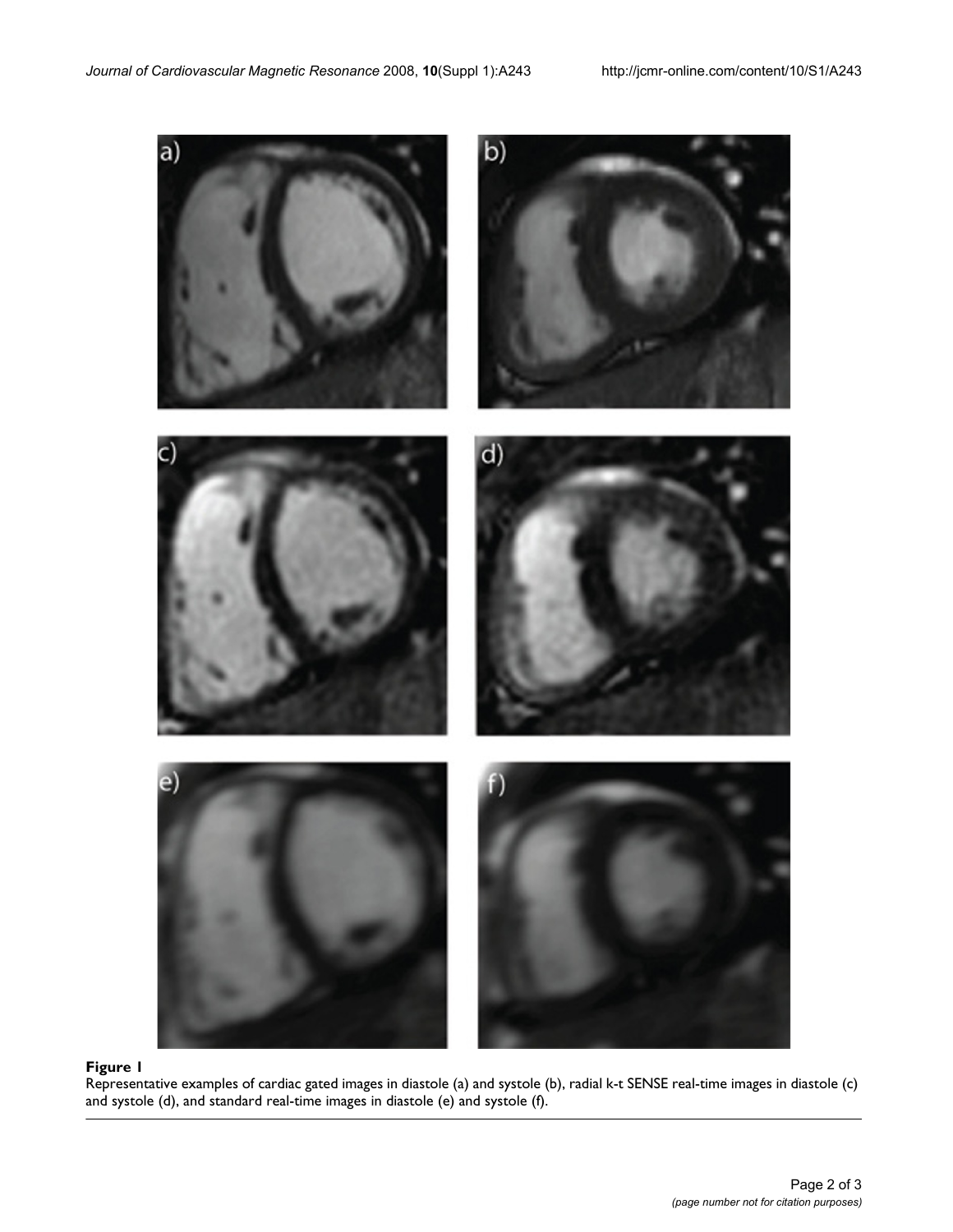**Figure 1**

Representative examples of cardiac gated images in diastole (a) and systole (b), radial k-t SENSE real-time images in diastole (c) and systole (d), and standard real-time images in diastole (e) and systole (f).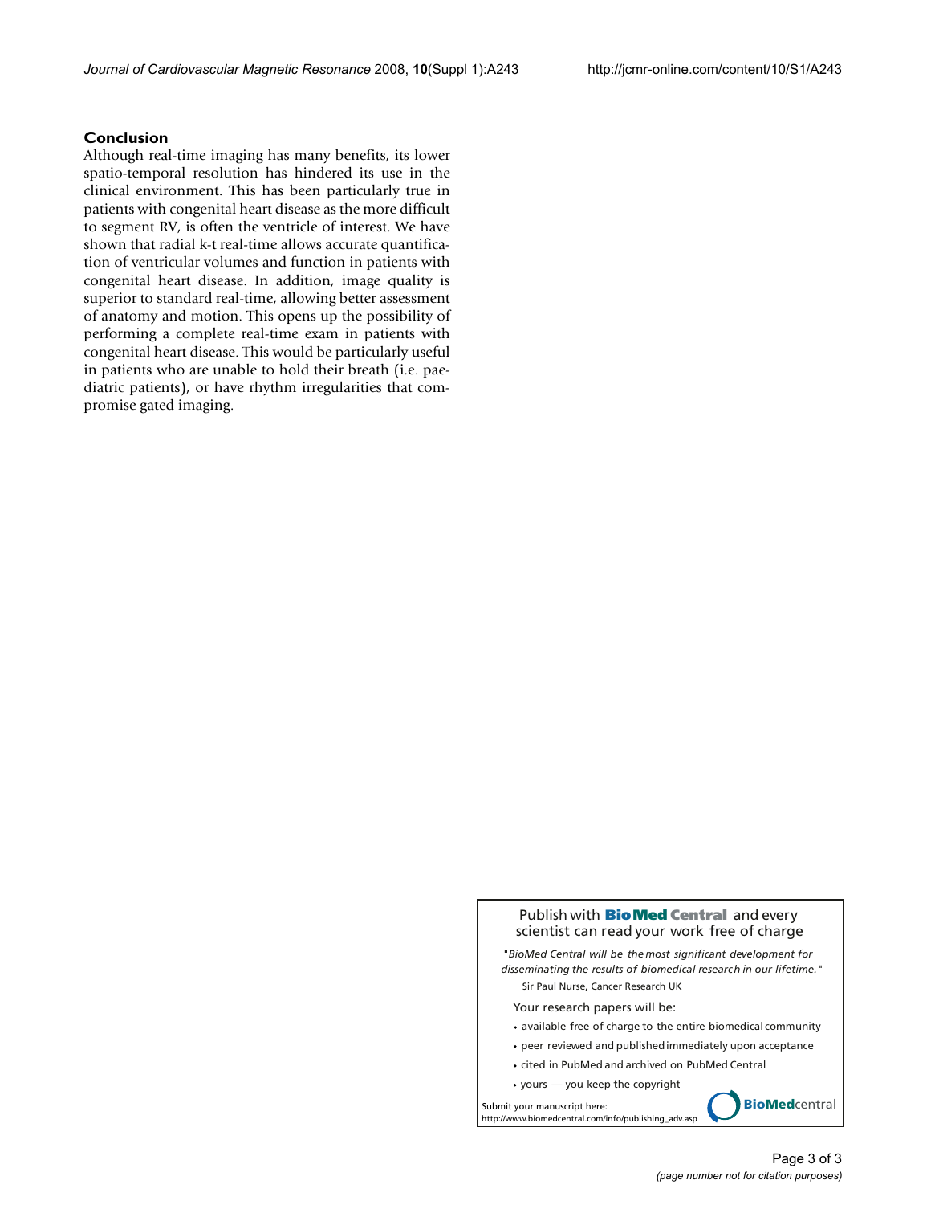## Conclusion

Although real-time imaging has many benefits, its lower spatio-temporal resolution has hindered its use in the clinical environment. This has been particularly true in patients with congenital heart disease as the more difficult to segment RV, is often the ventricle of interest. We have shown that radial k-t real-time allows accurate quantification of ventricular volumes and function in patients with congenital heart disease. In addition, image quality is superior to standard real-time, allowing better assessment of anatomy and motion. This opens up the possibility of performing a complete real-time exam in patients with congenital heart disease. This would be particularly useful in patients who are unable to hold their breath (i.e. paediatric patients), or have rhythm irregularities that compromise gated imaging.

Publish with **BioMed Central** and every scientist can read your work free of charge

*"BioMed Central will be the most significant development for disseminating the results of biomedical research in our lifetime."*

Sir Paul Nurse, Cancer Research UK

Your research papers will be:

- available free of charge to the entire biomedical community
- peer reviewed and published immediately upon acceptance
- cited in PubMed and archived on PubMed Central
- yours — you keep the copyright

Submit your manuscript here:
http://www.biomedcentral.com/info/publishing_adv.asp

**BioMed**central